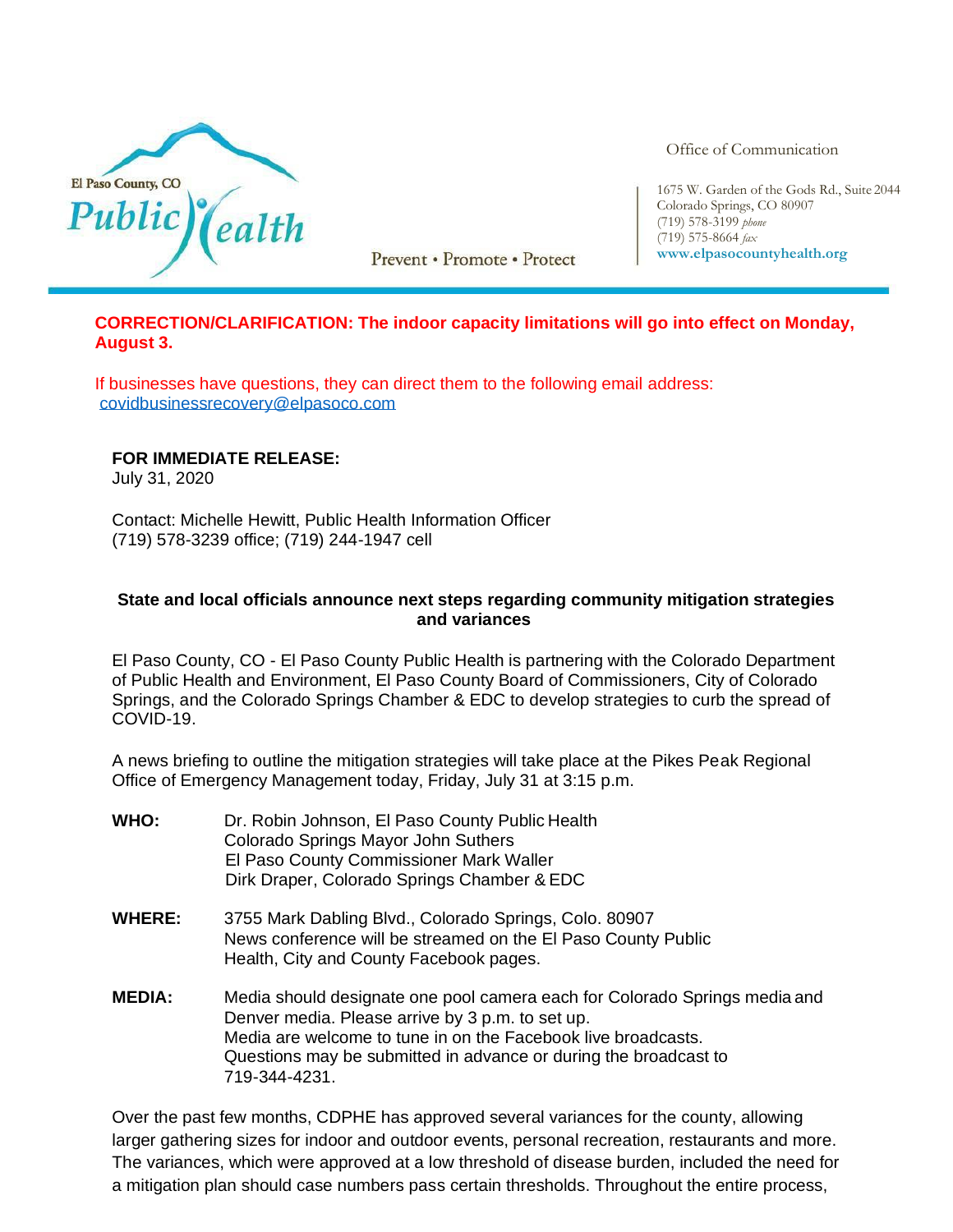El Paso County, CO Public Health

Prevent • Promote • Protect

Office of Communication

1675 W. Garden of the Gods Rd., Suite 2044
Colorado Springs, CO 80907
(719) 578-3199 *phone*
(719) 575-8664 *fax*
**www.elpasocountyhealth.org**

**CORRECTION/CLARIFICATION: The indoor capacity limitations will go into effect on Monday, August 3.**

If businesses have questions, they can direct them to the following email address: covidbusinessrecovery@elpasoco.com

**FOR IMMEDIATE RELEASE:**
July 31, 2020

Contact: Michelle Hewitt, Public Health Information Officer
(719) 578-3239 office; (719) 244-1947 cell

## State and local officials announce next steps regarding community mitigation strategies and variances

El Paso County, CO - El Paso County Public Health is partnering with the Colorado Department of Public Health and Environment, El Paso County Board of Commissioners, City of Colorado Springs, and the Colorado Springs Chamber & EDC to develop strategies to curb the spread of COVID-19.

A news briefing to outline the mitigation strategies will take place at the Pikes Peak Regional Office of Emergency Management today, Friday, July 31 at 3:15 p.m.

**WHO:** Dr. Robin Johnson, El Paso County Public Health
Colorado Springs Mayor John Suthers
El Paso County Commissioner Mark Waller
Dirk Draper, Colorado Springs Chamber & EDC

**WHERE:** 3755 Mark Dabling Blvd., Colorado Springs, Colo. 80907
News conference will be streamed on the El Paso County Public Health, City and County Facebook pages.

**MEDIA:** Media should designate one pool camera each for Colorado Springs media and Denver media. Please arrive by 3 p.m. to set up.
Media are welcome to tune in on the Facebook live broadcasts.
Questions may be submitted in advance or during the broadcast to 719-344-4231.

Over the past few months, CDPHE has approved several variances for the county, allowing larger gathering sizes for indoor and outdoor events, personal recreation, restaurants and more. The variances, which were approved at a low threshold of disease burden, included the need for a mitigation plan should case numbers pass certain thresholds. Throughout the entire process,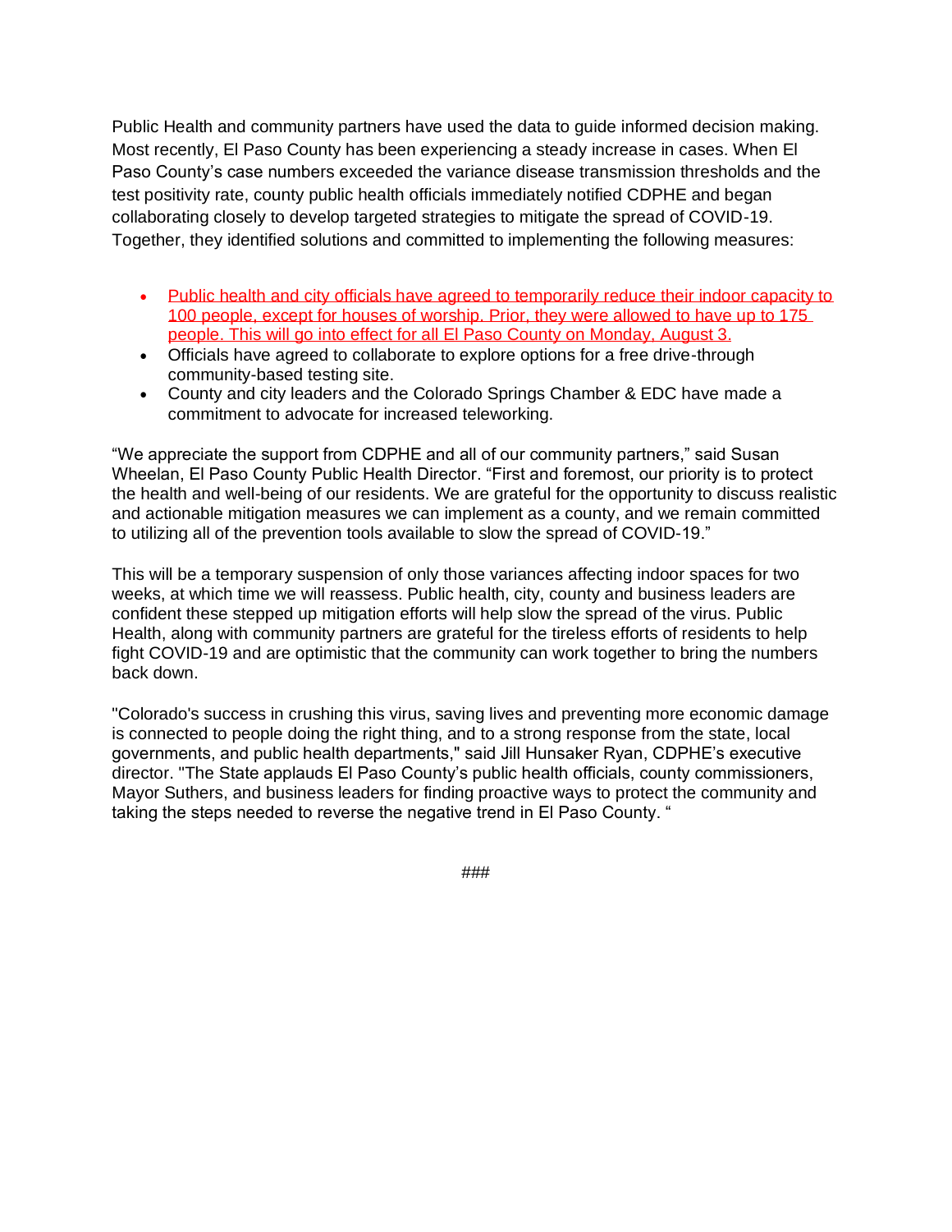Public Health and community partners have used the data to guide informed decision making. Most recently, El Paso County has been experiencing a steady increase in cases. When El Paso County's case numbers exceeded the variance disease transmission thresholds and the test positivity rate, county public health officials immediately notified CDPHE and began collaborating closely to develop targeted strategies to mitigate the spread of COVID-19. Together, they identified solutions and committed to implementing the following measures:

- Public health and city officials have agreed to temporarily reduce their indoor capacity to 100 people, except for houses of worship. Prior, they were allowed to have up to 175 people. This will go into effect for all El Paso County on Monday, August 3.
- Officials have agreed to collaborate to explore options for a free drive-through community-based testing site.
- County and city leaders and the Colorado Springs Chamber & EDC have made a commitment to advocate for increased teleworking.

"We appreciate the support from CDPHE and all of our community partners," said Susan Wheelan, El Paso County Public Health Director. "First and foremost, our priority is to protect the health and well-being of our residents. We are grateful for the opportunity to discuss realistic and actionable mitigation measures we can implement as a county, and we remain committed to utilizing all of the prevention tools available to slow the spread of COVID-19."

This will be a temporary suspension of only those variances affecting indoor spaces for two weeks, at which time we will reassess. Public health, city, county and business leaders are confident these stepped up mitigation efforts will help slow the spread of the virus. Public Health, along with community partners are grateful for the tireless efforts of residents to help fight COVID-19 and are optimistic that the community can work together to bring the numbers back down.

"Colorado's success in crushing this virus, saving lives and preventing more economic damage is connected to people doing the right thing, and to a strong response from the state, local governments, and public health departments," said Jill Hunsaker Ryan, CDPHE's executive director. "The State applauds El Paso County's public health officials, county commissioners, Mayor Suthers, and business leaders for finding proactive ways to protect the community and taking the steps needed to reverse the negative trend in El Paso County. "

###